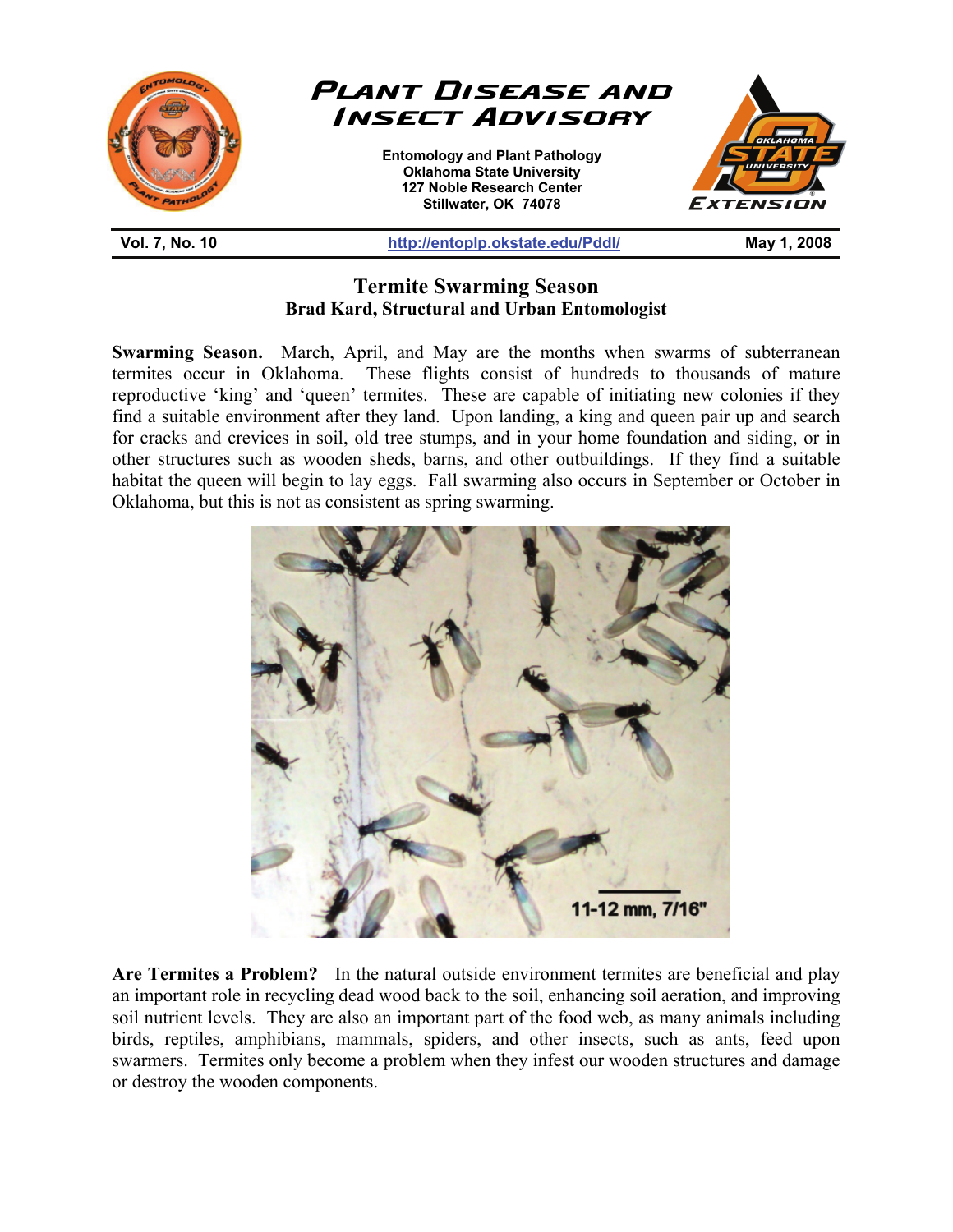# Plant Disease and Insect Advisory

**Entomology and Plant Pathology**
**Oklahoma State University**
**127 Noble Research Center**
**Stillwater, OK 74078**

**Vol. 7, No. 10** | **http://entoplp.okstate.edu/Pddl/** | **May 1, 2008**

## Termite Swarming Season

**Brad Kard, Structural and Urban Entomologist**

**Swarming Season.** March, April, and May are the months when swarms of subterranean termites occur in Oklahoma. These flights consist of hundreds to thousands of mature reproductive 'king' and 'queen' termites. These are capable of initiating new colonies if they find a suitable environment after they land. Upon landing, a king and queen pair up and search for cracks and crevices in soil, old tree stumps, and in your home foundation and siding, or in other structures such as wooden sheds, barns, and other outbuildings. If they find a suitable habitat the queen will begin to lay eggs. Fall swarming also occurs in September or October in Oklahoma, but this is not as consistent as spring swarming.

11-12 mm, 7/16"

**Are Termites a Problem?** In the natural outside environment termites are beneficial and play an important role in recycling dead wood back to the soil, enhancing soil aeration, and improving soil nutrient levels. They are also an important part of the food web, as many animals including birds, reptiles, amphibians, mammals, spiders, and other insects, such as ants, feed upon swarmers. Termites only become a problem when they infest our wooden structures and damage or destroy the wooden components.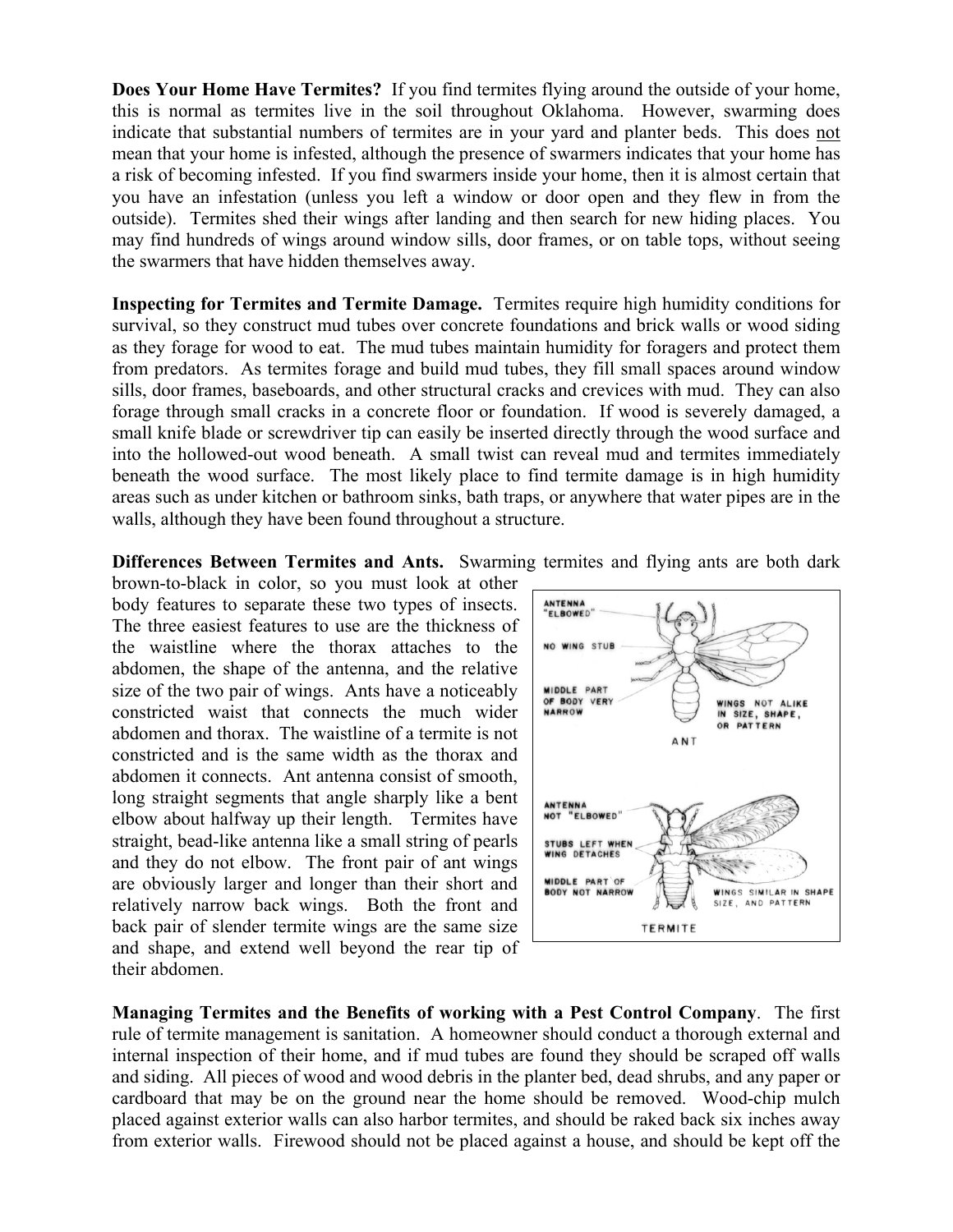**Does Your Home Have Termites?** If you find termites flying around the outside of your home, this is normal as termites live in the soil throughout Oklahoma. However, swarming does indicate that substantial numbers of termites are in your yard and planter beds. This does not mean that your home is infested, although the presence of swarmers indicates that your home has a risk of becoming infested. If you find swarmers inside your home, then it is almost certain that you have an infestation (unless you left a window or door open and they flew in from the outside). Termites shed their wings after landing and then search for new hiding places. You may find hundreds of wings around window sills, door frames, or on table tops, without seeing the swarmers that have hidden themselves away.

**Inspecting for Termites and Termite Damage.** Termites require high humidity conditions for survival, so they construct mud tubes over concrete foundations and brick walls or wood siding as they forage for wood to eat. The mud tubes maintain humidity for foragers and protect them from predators. As termites forage and build mud tubes, they fill small spaces around window sills, door frames, baseboards, and other structural cracks and crevices with mud. They can also forage through small cracks in a concrete floor or foundation. If wood is severely damaged, a small knife blade or screwdriver tip can easily be inserted directly through the wood surface and into the hollowed-out wood beneath. A small twist can reveal mud and termites immediately beneath the wood surface. The most likely place to find termite damage is in high humidity areas such as under kitchen or bathroom sinks, bath traps, or anywhere that water pipes are in the walls, although they have been found throughout a structure.

**Differences Between Termites and Ants.** Swarming termites and flying ants are both dark brown-to-black in color, so you must look at other body features to separate these two types of insects. The three easiest features to use are the thickness of the waistline where the thorax attaches to the abdomen, the shape of the antenna, and the relative size of the two pair of wings. Ants have a noticeably constricted waist that connects the much wider abdomen and thorax. The waistline of a termite is not constricted and is the same width as the thorax and abdomen it connects. Ant antenna consist of smooth, long straight segments that angle sharply like a bent elbow about halfway up their length. Termites have straight, bead-like antenna like a small string of pearls and they do not elbow. The front pair of ant wings are obviously larger and longer than their short and relatively narrow back wings. Both the front and back pair of slender termite wings are the same size and shape, and extend well beyond the rear tip of their abdomen.

ANTENNA "ELBOWED"
NO WING STUB
MIDDLE PART OF BODY VERY NARROW
WINGS NOT ALIKE IN SIZE, SHAPE, OR PATTERN
ANT

ANTENNA NOT "ELBOWED"
STUBS LEFT WHEN WING DETACHES
MIDDLE PART OF BODY NOT NARROW
WINGS SIMILAR IN SHAPE SIZE, AND PATTERN
TERMITE

**Managing Termites and the Benefits of working with a Pest Control Company**. The first rule of termite management is sanitation. A homeowner should conduct a thorough external and internal inspection of their home, and if mud tubes are found they should be scraped off walls and siding. All pieces of wood and wood debris in the planter bed, dead shrubs, and any paper or cardboard that may be on the ground near the home should be removed. Wood-chip mulch placed against exterior walls can also harbor termites, and should be raked back six inches away from exterior walls. Firewood should not be placed against a house, and should be kept off the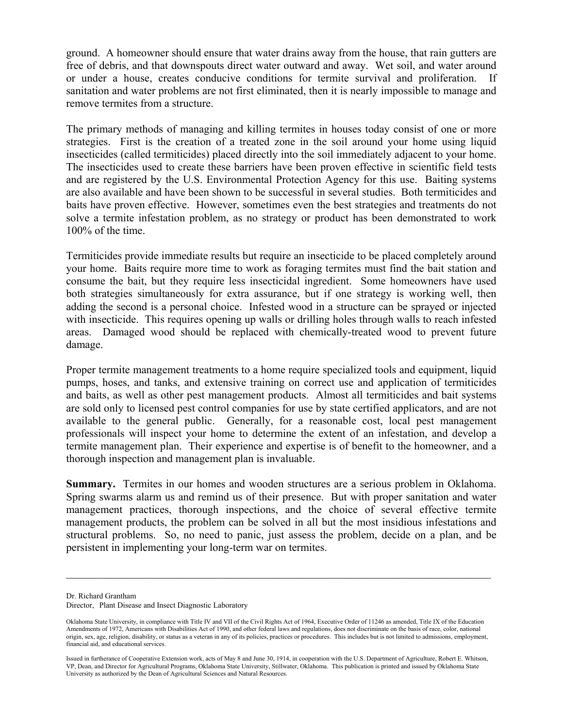ground. A homeowner should ensure that water drains away from the house, that rain gutters are free of debris, and that downspouts direct water outward and away. Wet soil, and water around or under a house, creates conducive conditions for termite survival and proliferation. If sanitation and water problems are not first eliminated, then it is nearly impossible to manage and remove termites from a structure.

The primary methods of managing and killing termites in houses today consist of one or more strategies. First is the creation of a treated zone in the soil around your home using liquid insecticides (called termiticides) placed directly into the soil immediately adjacent to your home. The insecticides used to create these barriers have been proven effective in scientific field tests and are registered by the U.S. Environmental Protection Agency for this use. Baiting systems are also available and have been shown to be successful in several studies. Both termiticides and baits have proven effective. However, sometimes even the best strategies and treatments do not solve a termite infestation problem, as no strategy or product has been demonstrated to work 100% of the time.

Termiticides provide immediate results but require an insecticide to be placed completely around your home. Baits require more time to work as foraging termites must find the bait station and consume the bait, but they require less insecticidal ingredient. Some homeowners have used both strategies simultaneously for extra assurance, but if one strategy is working well, then adding the second is a personal choice. Infested wood in a structure can be sprayed or injected with insecticide. This requires opening up walls or drilling holes through walls to reach infested areas. Damaged wood should be replaced with chemically-treated wood to prevent future damage.

Proper termite management treatments to a home require specialized tools and equipment, liquid pumps, hoses, and tanks, and extensive training on correct use and application of termiticides and baits, as well as other pest management products. Almost all termiticides and bait systems are sold only to licensed pest control companies for use by state certified applicators, and are not available to the general public. Generally, for a reasonable cost, local pest management professionals will inspect your home to determine the extent of an infestation, and develop a termite management plan. Their experience and expertise is of benefit to the homeowner, and a thorough inspection and management plan is invaluable.

**Summary.** Termites in our homes and wooden structures are a serious problem in Oklahoma. Spring swarms alarm us and remind us of their presence. But with proper sanitation and water management practices, thorough inspections, and the choice of several effective termite management products, the problem can be solved in all but the most insidious infestations and structural problems. So, no need to panic, just assess the problem, decide on a plan, and be persistent in implementing your long-term war on termites.

---

Dr. Richard Grantham
Director, Plant Disease and Insect Diagnostic Laboratory

Oklahoma State University, in compliance with Title IV and VII of the Civil Rights Act of 1964, Executive Order of 11246 as amended, Title IX of the Education Amendments of 1972, Americans with Disabilities Act of 1990, and other federal laws and regulations, does not discriminate on the basis of race, color, national origin, sex, age, religion, disability, or status as a veteran in any of its policies, practices or procedures. This includes but is not limited to admissions, employment, financial aid, and educational services.

Issued in furtherance of Cooperative Extension work, acts of May 8 and June 30, 1914, in cooperation with the U.S. Department of Agriculture, Robert E. Whitson, VP, Dean, and Director for Agricultural Programs, Oklahoma State University, Stillwater, Oklahoma. This publication is printed and issued by Oklahoma State University as authorized by the Dean of Agricultural Sciences and Natural Resources.